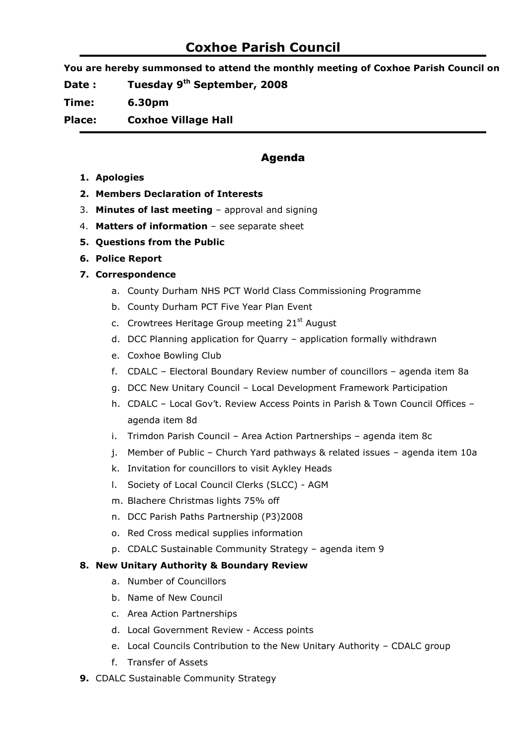# Coxhoe Parish Council

**You are hereby summonsed to attend the monthly meeting of Coxhoe Parish Council on**

**Date :** **Tuesday 9th September, 2008**

**Time:** **6.30pm**

**Place:** **Coxhoe Village Hall**

## Agenda

1. **Apologies**
2. **Members Declaration of Interests**
3. **Minutes of last meeting** – approval and signing
4. **Matters of information** – see separate sheet
5. **Questions from the Public**
6. **Police Report**
7. **Correspondence**
   a. County Durham NHS PCT World Class Commissioning Programme
   b. County Durham PCT Five Year Plan Event
   c. Crowtrees Heritage Group meeting 21st August
   d. DCC Planning application for Quarry – application formally withdrawn
   e. Coxhoe Bowling Club
   f. CDALC – Electoral Boundary Review number of councillors – agenda item 8a
   g. DCC New Unitary Council – Local Development Framework Participation
   h. CDALC – Local Gov't. Review Access Points in Parish & Town Council Offices – agenda item 8d
   i. Trimdon Parish Council – Area Action Partnerships – agenda item 8c
   j. Member of Public – Church Yard pathways & related issues – agenda item 10a
   k. Invitation for councillors to visit Aykley Heads
   l. Society of Local Council Clerks (SLCC) - AGM
   m. Blachere Christmas lights 75% off
   n. DCC Parish Paths Partnership (P3)2008
   o. Red Cross medical supplies information
   p. CDALC Sustainable Community Strategy – agenda item 9
8. **New Unitary Authority & Boundary Review**
   a. Number of Councillors
   b. Name of New Council
   c. Area Action Partnerships
   d. Local Government Review - Access points
   e. Local Councils Contribution to the New Unitary Authority – CDALC group
   f. Transfer of Assets
9. CDALC Sustainable Community Strategy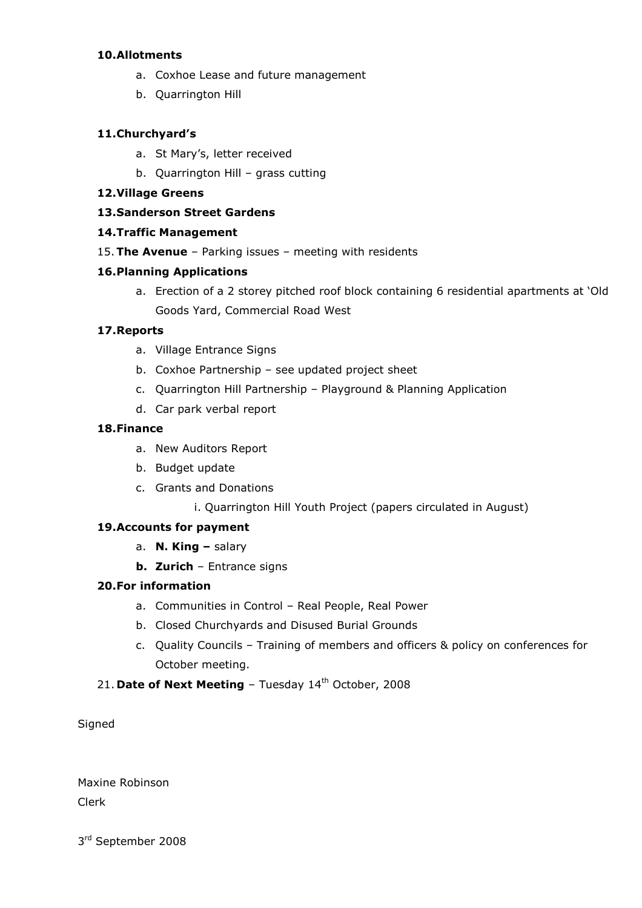**10. Allotments**

a. Coxhoe Lease and future management
b. Quarrington Hill

**11. Churchyard's**

a. St Mary's, letter received
b. Quarrington Hill – grass cutting

**12. Village Greens**

**13. Sanderson Street Gardens**

**14. Traffic Management**

15. **The Avenue** – Parking issues – meeting with residents

**16. Planning Applications**

a. Erection of a 2 storey pitched roof block containing 6 residential apartments at 'Old Goods Yard, Commercial Road West

**17. Reports**

a. Village Entrance Signs
b. Coxhoe Partnership – see updated project sheet
c. Quarrington Hill Partnership – Playground & Planning Application
d. Car park verbal report

**18. Finance**

a. New Auditors Report
b. Budget update
c. Grants and Donations
    i. Quarrington Hill Youth Project (papers circulated in August)

**19. Accounts for payment**

a. **N. King –** salary
**b. Zurich** – Entrance signs

**20. For information**

a. Communities in Control – Real People, Real Power
b. Closed Churchyards and Disused Burial Grounds
c. Quality Councils – Training of members and officers & policy on conferences for October meeting.

21. **Date of Next Meeting** – Tuesday 14th October, 2008

Signed

Maxine Robinson
Clerk

3rd September 2008